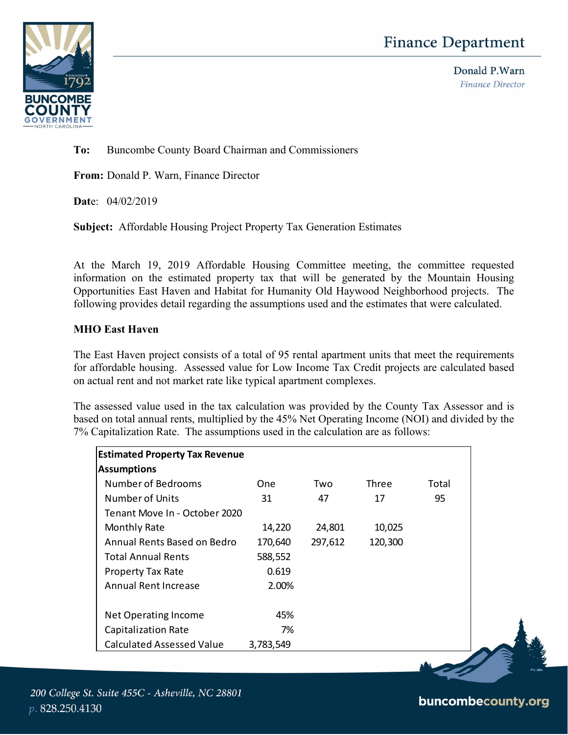# Finance Department

Donald P.Warn
*Finance Director*

**To:** Buncombe County Board Chairman and Commissioners

**From:** Donald P. Warn, Finance Director

**Date**: 04/02/2019

**Subject:** Affordable Housing Project Property Tax Generation Estimates

At the March 19, 2019 Affordable Housing Committee meeting, the committee requested information on the estimated property tax that will be generated by the Mountain Housing Opportunities East Haven and Habitat for Humanity Old Haywood Neighborhood projects. The following provides detail regarding the assumptions used and the estimates that were calculated.

**MHO East Haven**

The East Haven project consists of a total of 95 rental apartment units that meet the requirements for affordable housing. Assessed value for Low Income Tax Credit projects are calculated based on actual rent and not market rate like typical apartment complexes.

The assessed value used in the tax calculation was provided by the County Tax Assessor and is based on total annual rents, multiplied by the 45% Net Operating Income (NOI) and divided by the 7% Capitalization Rate. The assumptions used in the calculation are as follows:

| **Estimated Property Tax Revenue Assumptions** | | | | |
|---|---|---|---|---|
| Number of Bedrooms | One | Two | Three | Total |
| Number of Units | 31 | 47 | 17 | 95 |
| Tenant Move In - October 2020 | | | | |
| Monthly Rate | 14,220 | 24,801 | 10,025 | |
| Annual Rents Based on Bedro | 170,640 | 297,612 | 120,300 | |
| Total Annual Rents | 588,552 | | | |
| Property Tax Rate | 0.619 | | | |
| Annual Rent Increase | 2.00% | | | |
| | | | | |
| Net Operating Income | 45% | | | |
| Capitalization Rate | 7% | | | |
| Calculated Assessed Value | 3,783,549 | | | |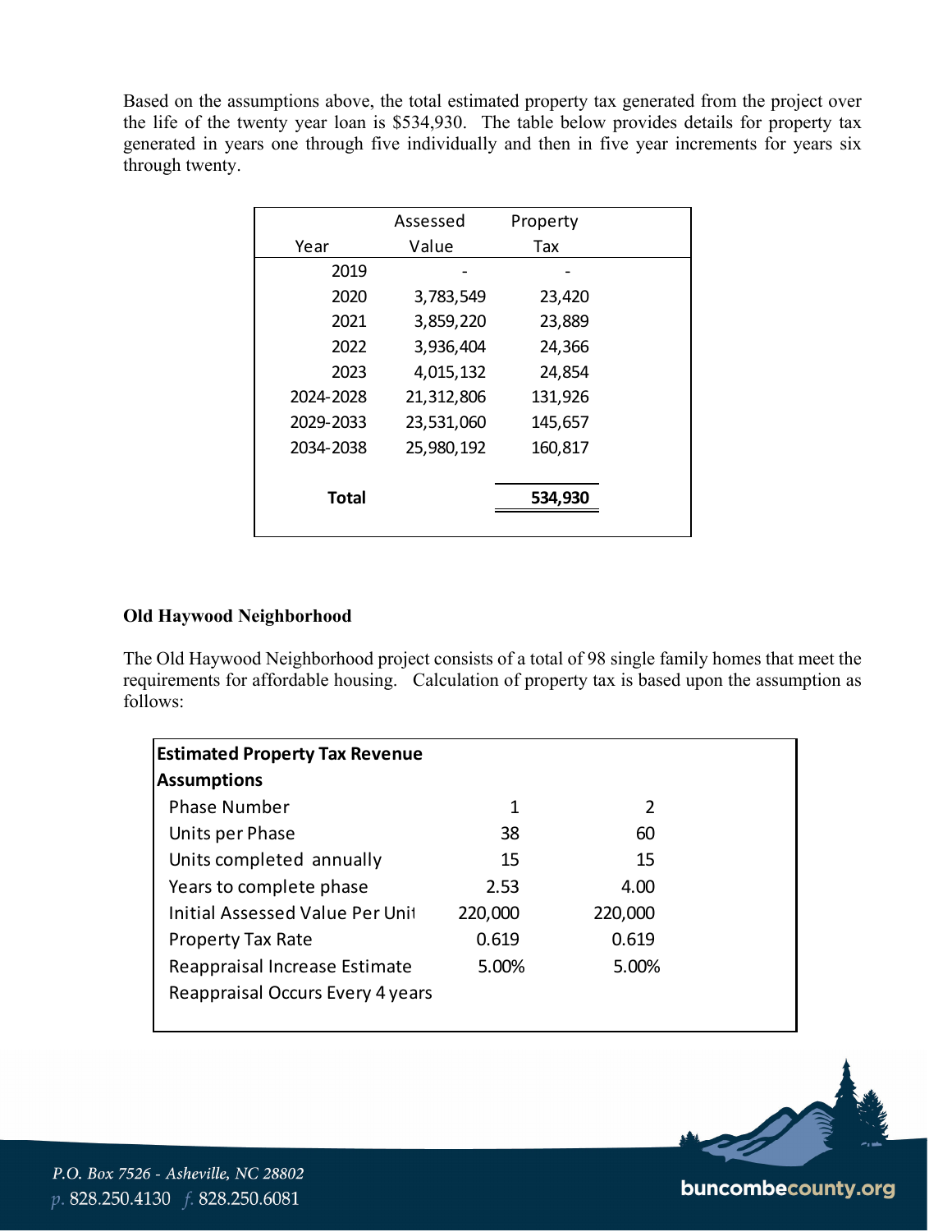Based on the assumptions above, the total estimated property tax generated from the project over the life of the twenty year loan is $534,930. The table below provides details for property tax generated in years one through five individually and then in five year increments for years six through twenty.

| Year | Assessed Value | Property Tax |
|---|---|---|
| 2019 | - | - |
| 2020 | 3,783,549 | 23,420 |
| 2021 | 3,859,220 | 23,889 |
| 2022 | 3,936,404 | 24,366 |
| 2023 | 4,015,132 | 24,854 |
| 2024-2028 | 21,312,806 | 131,926 |
| 2029-2033 | 23,531,060 | 145,657 |
| 2034-2038 | 25,980,192 | 160,817 |
| **Total** | | **534,930** |

**Old Haywood Neighborhood**

The Old Haywood Neighborhood project consists of a total of 98 single family homes that meet the requirements for affordable housing. Calculation of property tax is based upon the assumption as follows:

| **Estimated Property Tax Revenue Assumptions** | | |
|---|---|---|
| Phase Number | 1 | 2 |
| Units per Phase | 38 | 60 |
| Units completed annually | 15 | 15 |
| Years to complete phase | 2.53 | 4.00 |
| Initial Assessed Value Per Unit | 220,000 | 220,000 |
| Property Tax Rate | 0.619 | 0.619 |
| Reappraisal Increase Estimate | 5.00% | 5.00% |
| Reappraisal Occurs Every 4 years | | |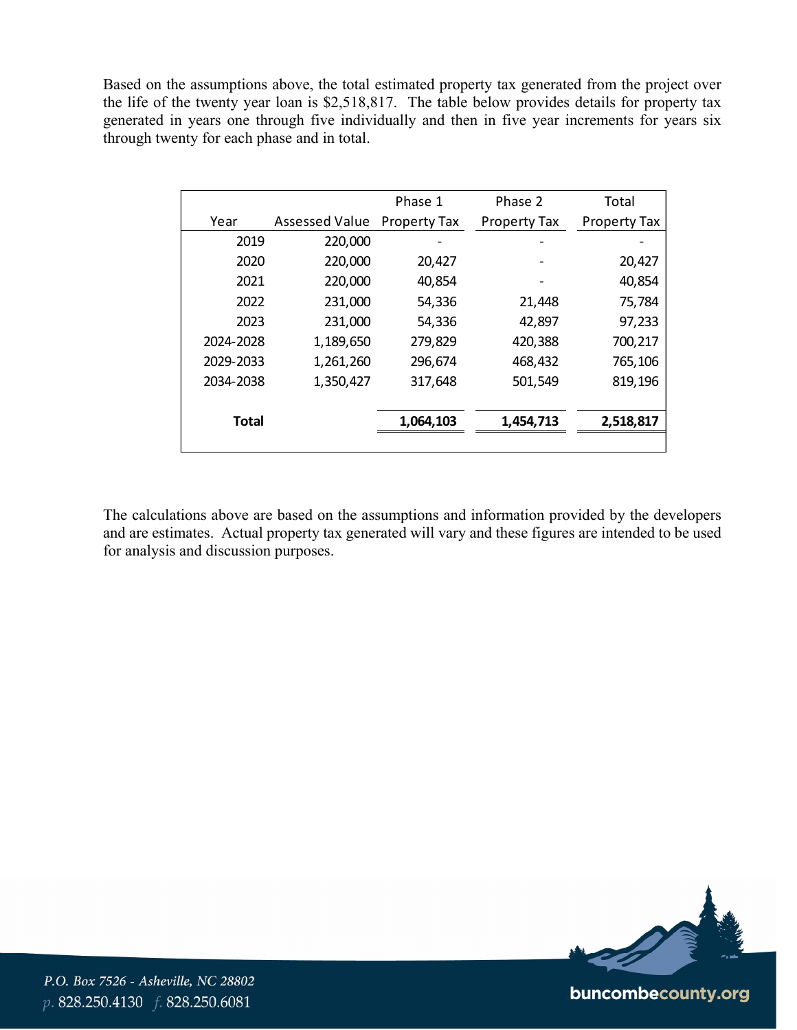Based on the assumptions above, the total estimated property tax generated from the project over the life of the twenty year loan is $2,518,817. The table below provides details for property tax generated in years one through five individually and then in five year increments for years six through twenty for each phase and in total.

| Year | Assessed Value | Phase 1 Property Tax | Phase 2 Property Tax | Total Property Tax |
|---|---|---|---|---|
| 2019 | 220,000 | - | - | - |
| 2020 | 220,000 | 20,427 | - | 20,427 |
| 2021 | 220,000 | 40,854 | - | 40,854 |
| 2022 | 231,000 | 54,336 | 21,448 | 75,784 |
| 2023 | 231,000 | 54,336 | 42,897 | 97,233 |
| 2024-2028 | 1,189,650 | 279,829 | 420,388 | 700,217 |
| 2029-2033 | 1,261,260 | 296,674 | 468,432 | 765,106 |
| 2034-2038 | 1,350,427 | 317,648 | 501,549 | 819,196 |
| **Total** | | **1,064,103** | **1,454,713** | **2,518,817** |

The calculations above are based on the assumptions and information provided by the developers and are estimates. Actual property tax generated will vary and these figures are intended to be used for analysis and discussion purposes.

P.O. Box 7526 - Asheville, NC 28802
p. 828.250.4130 f. 828.250.6081

buncombecounty.org